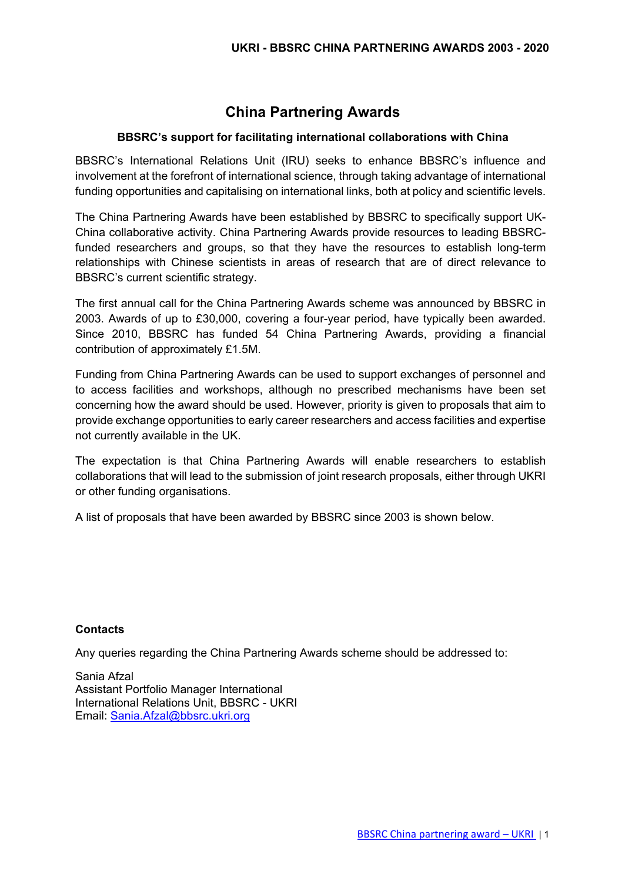# China Partnering Awards

### BBSRC's support for facilitating international collaborations with China

BBSRC's International Relations Unit (IRU) seeks to enhance BBSRC's influence and involvement at the forefront of international science, through taking advantage of international funding opportunities and capitalising on international links, both at policy and scientific levels.

The China Partnering Awards have been established by BBSRC to specifically support UK-China collaborative activity. China Partnering Awards provide resources to leading BBSRC-funded researchers and groups, so that they have the resources to establish long-term relationships with Chinese scientists in areas of research that are of direct relevance to BBSRC's current scientific strategy.

The first annual call for the China Partnering Awards scheme was announced by BBSRC in 2003. Awards of up to £30,000, covering a four-year period, have typically been awarded. Since 2010, BBSRC has funded 54 China Partnering Awards, providing a financial contribution of approximately £1.5M.

Funding from China Partnering Awards can be used to support exchanges of personnel and to access facilities and workshops, although no prescribed mechanisms have been set concerning how the award should be used. However, priority is given to proposals that aim to provide exchange opportunities to early career researchers and access facilities and expertise not currently available in the UK.

The expectation is that China Partnering Awards will enable researchers to establish collaborations that will lead to the submission of joint research proposals, either through UKRI or other funding organisations.

A list of proposals that have been awarded by BBSRC since 2003 is shown below.

**Contacts**

Any queries regarding the China Partnering Awards scheme should be addressed to:

Sania Afzal
Assistant Portfolio Manager International
International Relations Unit, BBSRC - UKRI
Email: Sania.Afzal@bbsrc.ukri.org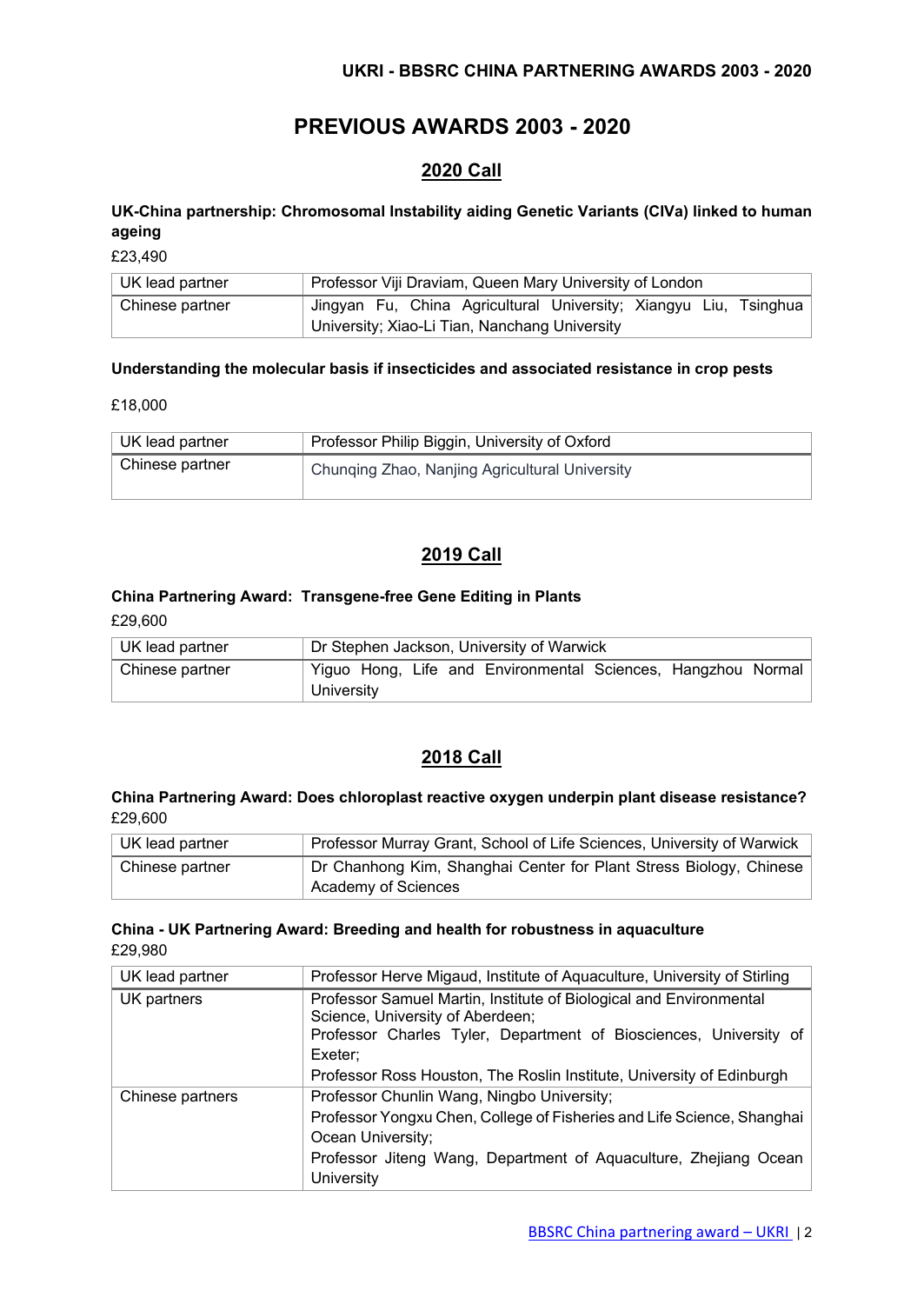# PREVIOUS AWARDS 2003 - 2020

## 2020 Call

**UK-China partnership: Chromosomal Instability aiding Genetic Variants (CIVa) linked to human ageing**

£23,490

| UK lead partner | Professor Viji Draviam, Queen Mary University of London |
|---|---|
| Chinese partner | Jingyan Fu, China Agricultural University; Xiangyu Liu, Tsinghua University; Xiao-Li Tian, Nanchang University |

**Understanding the molecular basis if insecticides and associated resistance in crop pests**

£18,000

| UK lead partner | Professor Philip Biggin, University of Oxford |
|---|---|
| Chinese partner | Chunqing Zhao, Nanjing Agricultural University |

## 2019 Call

**China Partnering Award: Transgene-free Gene Editing in Plants**

£29,600

| UK lead partner | Dr Stephen Jackson, University of Warwick |
|---|---|
| Chinese partner | Yiguo Hong, Life and Environmental Sciences, Hangzhou Normal University |

## 2018 Call

**China Partnering Award: Does chloroplast reactive oxygen underpin plant disease resistance?**

£29,600

| UK lead partner | Professor Murray Grant, School of Life Sciences, University of Warwick |
|---|---|
| Chinese partner | Dr Chanhong Kim, Shanghai Center for Plant Stress Biology, Chinese Academy of Sciences |

**China - UK Partnering Award: Breeding and health for robustness in aquaculture**

£29,980

| UK lead partner | Professor Herve Migaud, Institute of Aquaculture, University of Stirling |
|---|---|
| UK partners | Professor Samuel Martin, Institute of Biological and Environmental Science, University of Aberdeen; Professor Charles Tyler, Department of Biosciences, University of Exeter; Professor Ross Houston, The Roslin Institute, University of Edinburgh |
| Chinese partners | Professor Chunlin Wang, Ningbo University; Professor Yongxu Chen, College of Fisheries and Life Science, Shanghai Ocean University; Professor Jiteng Wang, Department of Aquaculture, Zhejiang Ocean University |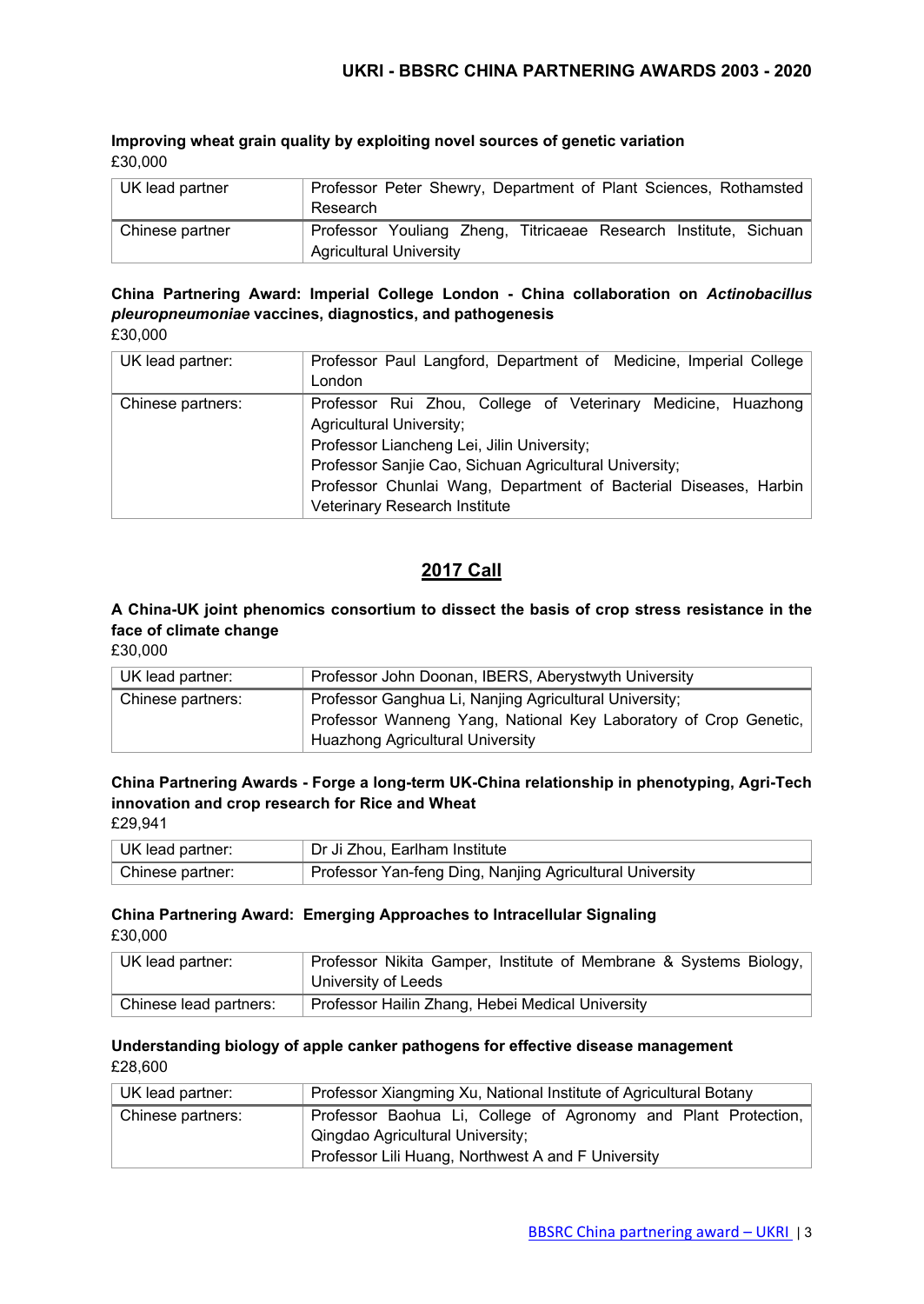**Improving wheat grain quality by exploiting novel sources of genetic variation**
£30,000

| UK lead partner | Professor Peter Shewry, Department of Plant Sciences, Rothamsted Research |
|---|---|
| Chinese partner | Professor Youliang Zheng, Titricaeae Research Institute, Sichuan Agricultural University |

**China Partnering Award: Imperial College London - China collaboration on *Actinobacillus pleuropneumoniae* vaccines, diagnostics, and pathogenesis**
£30,000

| UK lead partner: | Professor Paul Langford, Department of Medicine, Imperial College London |
|---|---|
| Chinese partners: | Professor Rui Zhou, College of Veterinary Medicine, Huazhong Agricultural University; Professor Liancheng Lei, Jilin University; Professor Sanjie Cao, Sichuan Agricultural University; Professor Chunlai Wang, Department of Bacterial Diseases, Harbin Veterinary Research Institute |

## 2017 Call

**A China-UK joint phenomics consortium to dissect the basis of crop stress resistance in the face of climate change**
£30,000

| UK lead partner: | Professor John Doonan, IBERS, Aberystwyth University |
|---|---|
| Chinese partners: | Professor Ganghua Li, Nanjing Agricultural University; Professor Wanneng Yang, National Key Laboratory of Crop Genetic, Huazhong Agricultural University |

**China Partnering Awards - Forge a long-term UK-China relationship in phenotyping, Agri-Tech innovation and crop research for Rice and Wheat**
£29,941

| UK lead partner: | Dr Ji Zhou, Earlham Institute |
|---|---|
| Chinese partner: | Professor Yan-feng Ding, Nanjing Agricultural University |

**China Partnering Award: Emerging Approaches to Intracellular Signaling**
£30,000

| UK lead partner: | Professor Nikita Gamper, Institute of Membrane & Systems Biology, University of Leeds |
|---|---|
| Chinese lead partners: | Professor Hailin Zhang, Hebei Medical University |

**Understanding biology of apple canker pathogens for effective disease management**
£28,600

| UK lead partner: | Professor Xiangming Xu, National Institute of Agricultural Botany |
|---|---|
| Chinese partners: | Professor Baohua Li, College of Agronomy and Plant Protection, Qingdao Agricultural University; Professor Lili Huang, Northwest A and F University |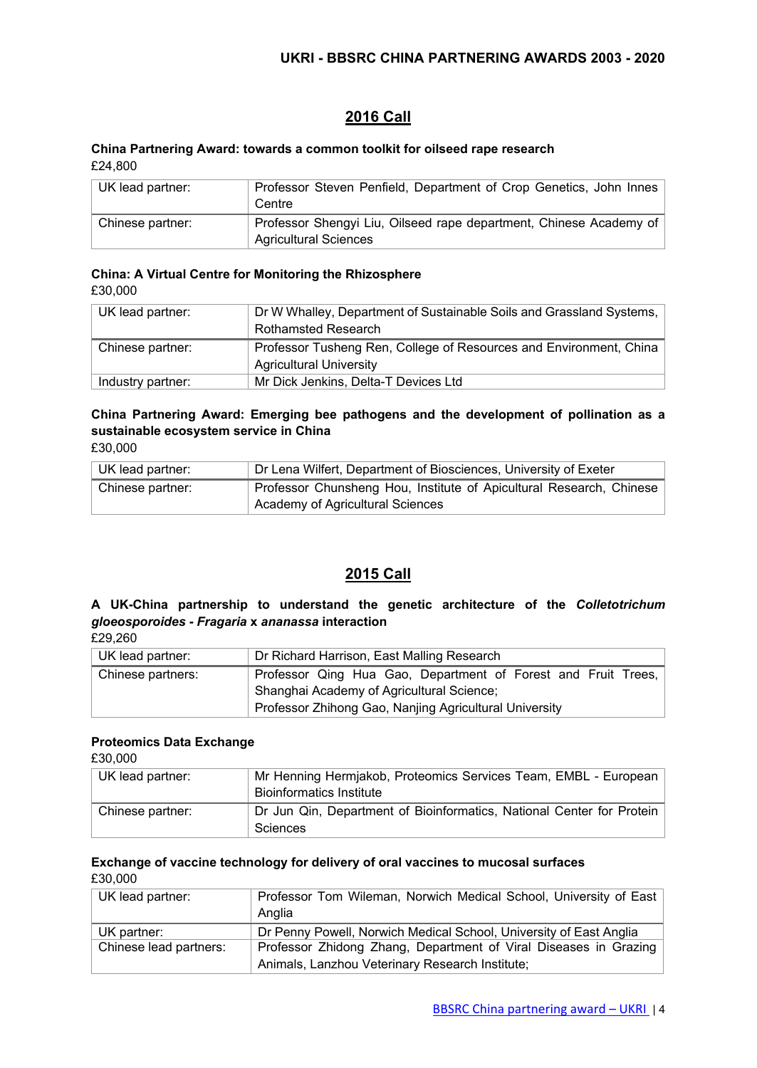## 2016 Call

**China Partnering Award: towards a common toolkit for oilseed rape research**
£24,800

| UK lead partner: | Professor Steven Penfield, Department of Crop Genetics, John Innes Centre |
|---|---|
| Chinese partner: | Professor Shengyi Liu, Oilseed rape department, Chinese Academy of Agricultural Sciences |

**China: A Virtual Centre for Monitoring the Rhizosphere**
£30,000

| UK lead partner: | Dr W Whalley, Department of Sustainable Soils and Grassland Systems, Rothamsted Research |
|---|---|
| Chinese partner: | Professor Tusheng Ren, College of Resources and Environment, China Agricultural University |
| Industry partner: | Mr Dick Jenkins, Delta-T Devices Ltd |

**China Partnering Award: Emerging bee pathogens and the development of pollination as a sustainable ecosystem service in China**
£30,000

| UK lead partner: | Dr Lena Wilfert, Department of Biosciences, University of Exeter |
|---|---|
| Chinese partner: | Professor Chunsheng Hou, Institute of Apicultural Research, Chinese Academy of Agricultural Sciences |

## 2015 Call

**A UK-China partnership to understand the genetic architecture of the *Colletotrichum gloeosporoides* - *Fragaria* x *ananassa* interaction**
£29,260

| UK lead partner: | Dr Richard Harrison, East Malling Research |
|---|---|
| Chinese partners: | Professor Qing Hua Gao, Department of Forest and Fruit Trees, Shanghai Academy of Agricultural Science; Professor Zhihong Gao, Nanjing Agricultural University |

**Proteomics Data Exchange**
£30,000

| UK lead partner: | Mr Henning Hermjakob, Proteomics Services Team, EMBL - European Bioinformatics Institute |
|---|---|
| Chinese partner: | Dr Jun Qin, Department of Bioinformatics, National Center for Protein Sciences |

**Exchange of vaccine technology for delivery of oral vaccines to mucosal surfaces**
£30,000

| UK lead partner: | Professor Tom Wileman, Norwich Medical School, University of East Anglia |
|---|---|
| UK partner: | Dr Penny Powell, Norwich Medical School, University of East Anglia |
| Chinese lead partners: | Professor Zhidong Zhang, Department of Viral Diseases in Grazing Animals, Lanzhou Veterinary Research Institute; |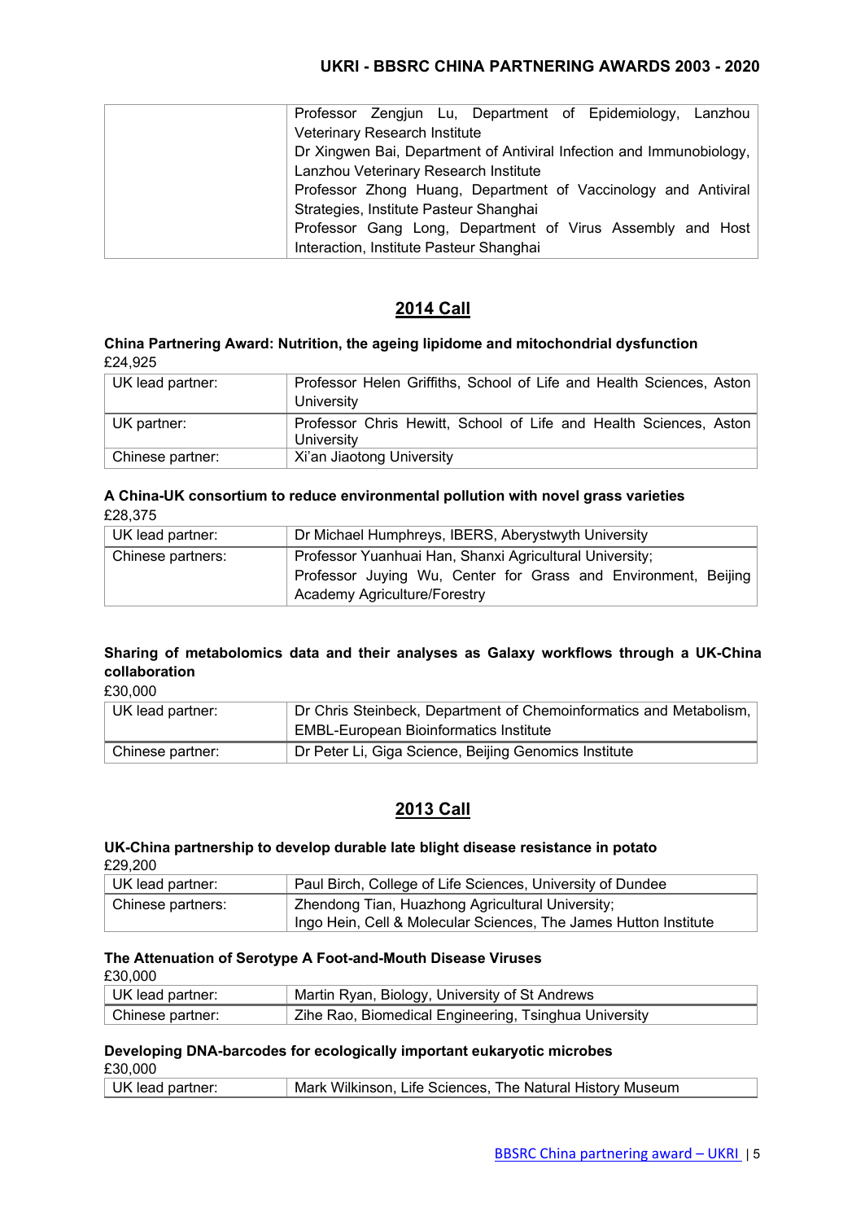| | Professor Zengjun Lu, Department of Epidemiology, Lanzhou Veterinary Research Institute<br>Dr Xingwen Bai, Department of Antiviral Infection and Immunobiology, Lanzhou Veterinary Research Institute<br>Professor Zhong Huang, Department of Vaccinology and Antiviral Strategies, Institute Pasteur Shanghai<br>Professor Gang Long, Department of Virus Assembly and Host Interaction, Institute Pasteur Shanghai |
|---|---|

## 2014 Call

**China Partnering Award: Nutrition, the ageing lipidome and mitochondrial dysfunction**

£24,925

| UK lead partner: | Professor Helen Griffiths, School of Life and Health Sciences, Aston University |
|---|---|
| UK partner: | Professor Chris Hewitt, School of Life and Health Sciences, Aston University |
| Chinese partner: | Xi'an Jiaotong University |

**A China-UK consortium to reduce environmental pollution with novel grass varieties**

£28,375

| UK lead partner: | Dr Michael Humphreys, IBERS, Aberystwyth University |
|---|---|
| Chinese partners: | Professor Yuanhuai Han, Shanxi Agricultural University;<br>Professor Juying Wu, Center for Grass and Environment, Beijing Academy Agriculture/Forestry |

**Sharing of metabolomics data and their analyses as Galaxy workflows through a UK-China collaboration**

£30,000

| UK lead partner: | Dr Chris Steinbeck, Department of Chemoinformatics and Metabolism, EMBL-European Bioinformatics Institute |
|---|---|
| Chinese partner: | Dr Peter Li, Giga Science, Beijing Genomics Institute |

## 2013 Call

**UK-China partnership to develop durable late blight disease resistance in potato**

£29,200

| UK lead partner: | Paul Birch, College of Life Sciences, University of Dundee |
|---|---|
| Chinese partners: | Zhendong Tian, Huazhong Agricultural University;<br>Ingo Hein, Cell & Molecular Sciences, The James Hutton Institute |

**The Attenuation of Serotype A Foot-and-Mouth Disease Viruses**

£30,000

| UK lead partner: | Martin Ryan, Biology, University of St Andrews |
|---|---|
| Chinese partner: | Zihe Rao, Biomedical Engineering, Tsinghua University |

**Developing DNA-barcodes for ecologically important eukaryotic microbes**

£30,000

| UK lead partner: | Mark Wilkinson, Life Sciences, The Natural History Museum |
|---|---|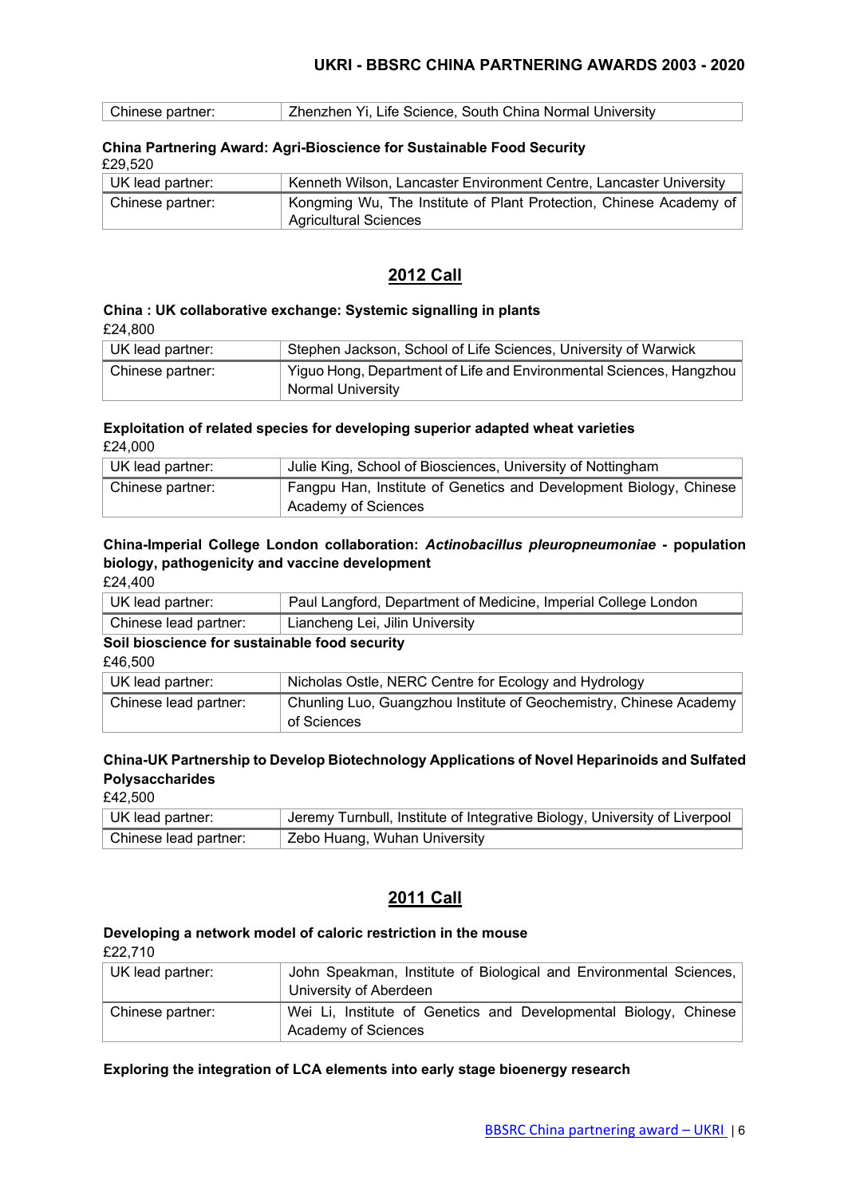| Chinese partner: | Zhenzhen Yi, Life Science, South China Normal University |
| --- | --- |

**China Partnering Award: Agri-Bioscience for Sustainable Food Security**

£29,520

| UK lead partner: | Kenneth Wilson, Lancaster Environment Centre, Lancaster University |
| --- | --- |
| Chinese partner: | Kongming Wu, The Institute of Plant Protection, Chinese Academy of Agricultural Sciences |

## 2012 Call

**China : UK collaborative exchange: Systemic signalling in plants**

£24,800

| UK lead partner: | Stephen Jackson, School of Life Sciences, University of Warwick |
| --- | --- |
| Chinese partner: | Yiguo Hong, Department of Life and Environmental Sciences, Hangzhou Normal University |

**Exploitation of related species for developing superior adapted wheat varieties**

£24,000

| UK lead partner: | Julie King, School of Biosciences, University of Nottingham |
| --- | --- |
| Chinese partner: | Fangpu Han, Institute of Genetics and Development Biology, Chinese Academy of Sciences |

**China-Imperial College London collaboration: *Actinobacillus pleuropneumoniae* - population biology, pathogenicity and vaccine development**

£24,400

| UK lead partner: | Paul Langford, Department of Medicine, Imperial College London |
| --- | --- |
| Chinese lead partner: | Liancheng Lei, Jilin University |

**Soil bioscience for sustainable food security**

£46,500

| UK lead partner: | Nicholas Ostle, NERC Centre for Ecology and Hydrology |
| --- | --- |
| Chinese lead partner: | Chunling Luo, Guangzhou Institute of Geochemistry, Chinese Academy of Sciences |

**China-UK Partnership to Develop Biotechnology Applications of Novel Heparinoids and Sulfated Polysaccharides**

£42,500

| UK lead partner: | Jeremy Turnbull, Institute of Integrative Biology, University of Liverpool |
| --- | --- |
| Chinese lead partner: | Zebo Huang, Wuhan University |

## 2011 Call

**Developing a network model of caloric restriction in the mouse**

£22,710

| UK lead partner: | John Speakman, Institute of Biological and Environmental Sciences, University of Aberdeen |
| --- | --- |
| Chinese partner: | Wei Li, Institute of Genetics and Developmental Biology, Chinese Academy of Sciences |

**Exploring the integration of LCA elements into early stage bioenergy research**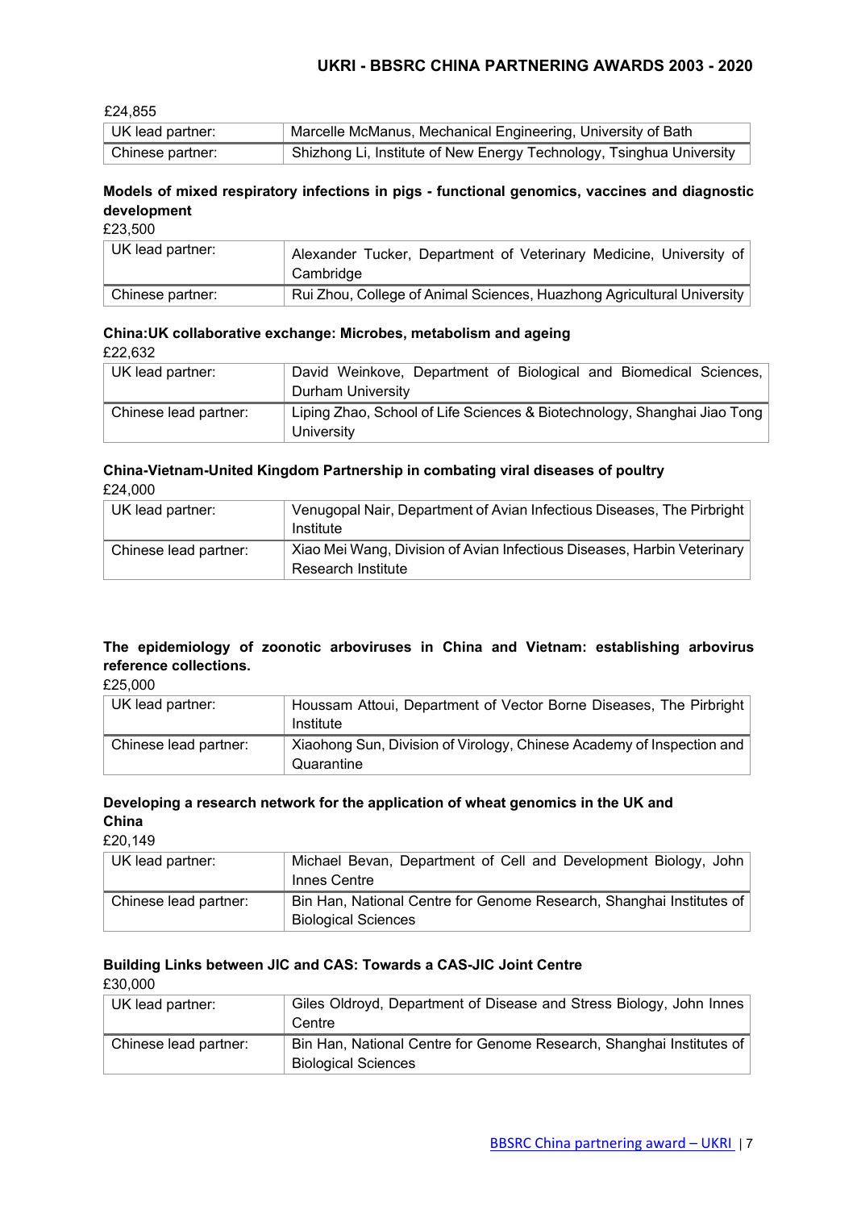£24,855

| UK lead partner: | Marcelle McManus, Mechanical Engineering, University of Bath |
|---|---|
| Chinese partner: | Shizhong Li, Institute of New Energy Technology, Tsinghua University |

**Models of mixed respiratory infections in pigs - functional genomics, vaccines and diagnostic development**

£23,500

| UK lead partner: | Alexander Tucker, Department of Veterinary Medicine, University of Cambridge |
|---|---|
| Chinese partner: | Rui Zhou, College of Animal Sciences, Huazhong Agricultural University |

**China:UK collaborative exchange: Microbes, metabolism and ageing**

£22,632

| UK lead partner: | David Weinkove, Department of Biological and Biomedical Sciences, Durham University |
|---|---|
| Chinese lead partner: | Liping Zhao, School of Life Sciences & Biotechnology, Shanghai Jiao Tong University |

**China-Vietnam-United Kingdom Partnership in combating viral diseases of poultry**

£24,000

| UK lead partner: | Venugopal Nair, Department of Avian Infectious Diseases, The Pirbright Institute |
|---|---|
| Chinese lead partner: | Xiao Mei Wang, Division of Avian Infectious Diseases, Harbin Veterinary Research Institute |

**The epidemiology of zoonotic arboviruses in China and Vietnam: establishing arbovirus reference collections.**

£25,000

| UK lead partner: | Houssam Attoui, Department of Vector Borne Diseases, The Pirbright Institute |
|---|---|
| Chinese lead partner: | Xiaohong Sun, Division of Virology, Chinese Academy of Inspection and Quarantine |

**Developing a research network for the application of wheat genomics in the UK and China**

£20,149

| UK lead partner: | Michael Bevan, Department of Cell and Development Biology, John Innes Centre |
|---|---|
| Chinese lead partner: | Bin Han, National Centre for Genome Research, Shanghai Institutes of Biological Sciences |

**Building Links between JIC and CAS: Towards a CAS-JIC Joint Centre**

£30,000

| UK lead partner: | Giles Oldroyd, Department of Disease and Stress Biology, John Innes Centre |
|---|---|
| Chinese lead partner: | Bin Han, National Centre for Genome Research, Shanghai Institutes of Biological Sciences |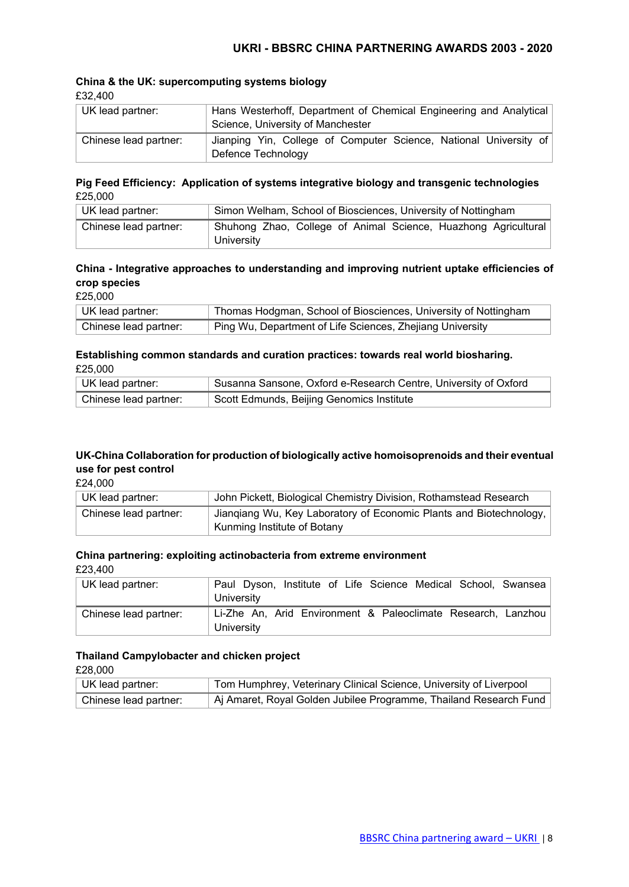### China & the UK: supercomputing systems biology

£32,400

| UK lead partner: | Hans Westerhoff, Department of Chemical Engineering and Analytical Science, University of Manchester |
|---|---|
| Chinese lead partner: | Jianping Yin, College of Computer Science, National University of Defence Technology |

### Pig Feed Efficiency: Application of systems integrative biology and transgenic technologies

£25,000

| UK lead partner: | Simon Welham, School of Biosciences, University of Nottingham |
|---|---|
| Chinese lead partner: | Shuhong Zhao, College of Animal Science, Huazhong Agricultural University |

### China - Integrative approaches to understanding and improving nutrient uptake efficiencies of crop species

£25,000

| UK lead partner: | Thomas Hodgman, School of Biosciences, University of Nottingham |
|---|---|
| Chinese lead partner: | Ping Wu, Department of Life Sciences, Zhejiang University |

### Establishing common standards and curation practices: towards real world biosharing.

£25,000

| UK lead partner: | Susanna Sansone, Oxford e-Research Centre, University of Oxford |
|---|---|
| Chinese lead partner: | Scott Edmunds, Beijing Genomics Institute |

### UK-China Collaboration for production of biologically active homoisoprenoids and their eventual use for pest control

£24,000

| UK lead partner: | John Pickett, Biological Chemistry Division, Rothamstead Research |
|---|---|
| Chinese lead partner: | Jianqiang Wu, Key Laboratory of Economic Plants and Biotechnology, Kunming Institute of Botany |

### China partnering: exploiting actinobacteria from extreme environment

£23,400

| UK lead partner: | Paul Dyson, Institute of Life Science Medical School, Swansea University |
|---|---|
| Chinese lead partner: | Li-Zhe An, Arid Environment & Paleoclimate Research, Lanzhou University |

### Thailand Campylobacter and chicken project

£28,000

| UK lead partner: | Tom Humphrey, Veterinary Clinical Science, University of Liverpool |
|---|---|
| Chinese lead partner: | Aj Amaret, Royal Golden Jubilee Programme, Thailand Research Fund |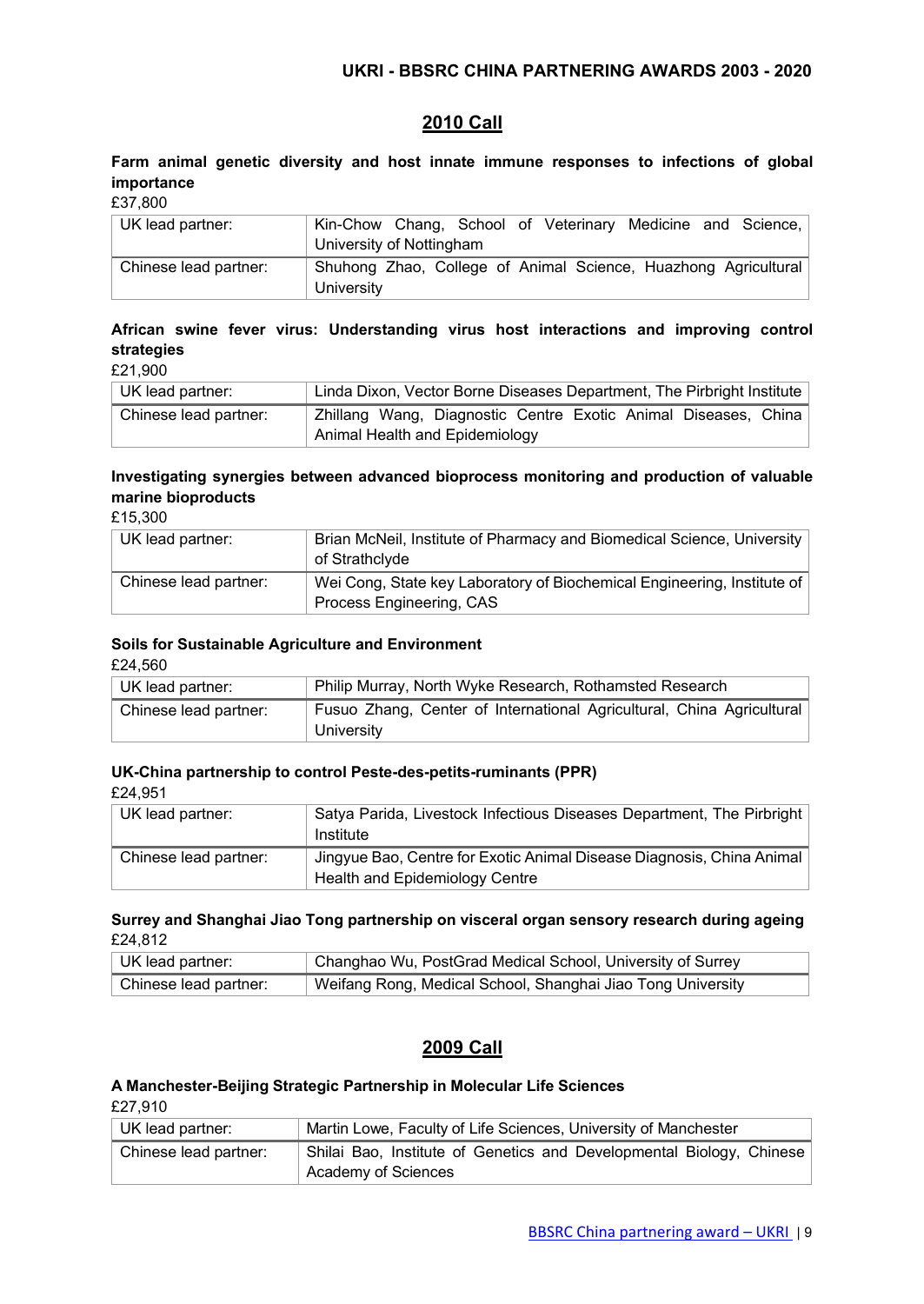## 2010 Call

**Farm animal genetic diversity and host innate immune responses to infections of global importance**

£37,800

| UK lead partner: | Kin-Chow Chang, School of Veterinary Medicine and Science, University of Nottingham |
|---|---|
| Chinese lead partner: | Shuhong Zhao, College of Animal Science, Huazhong Agricultural University |

**African swine fever virus: Understanding virus host interactions and improving control strategies**

£21,900

| UK lead partner: | Linda Dixon, Vector Borne Diseases Department, The Pirbright Institute |
|---|---|
| Chinese lead partner: | Zhillang Wang, Diagnostic Centre Exotic Animal Diseases, China Animal Health and Epidemiology |

**Investigating synergies between advanced bioprocess monitoring and production of valuable marine bioproducts**

£15,300

| UK lead partner: | Brian McNeil, Institute of Pharmacy and Biomedical Science, University of Strathclyde |
|---|---|
| Chinese lead partner: | Wei Cong, State key Laboratory of Biochemical Engineering, Institute of Process Engineering, CAS |

**Soils for Sustainable Agriculture and Environment**

£24,560

| UK lead partner: | Philip Murray, North Wyke Research, Rothamsted Research |
|---|---|
| Chinese lead partner: | Fusuo Zhang, Center of International Agricultural, China Agricultural University |

**UK-China partnership to control Peste-des-petits-ruminants (PPR)**

£24,951

| UK lead partner: | Satya Parida, Livestock Infectious Diseases Department, The Pirbright Institute |
|---|---|
| Chinese lead partner: | Jingyue Bao, Centre for Exotic Animal Disease Diagnosis, China Animal Health and Epidemiology Centre |

**Surrey and Shanghai Jiao Tong partnership on visceral organ sensory research during ageing**

£24,812

| UK lead partner: | Changhao Wu, PostGrad Medical School, University of Surrey |
|---|---|
| Chinese lead partner: | Weifang Rong, Medical School, Shanghai Jiao Tong University |

## 2009 Call

**A Manchester-Beijing Strategic Partnership in Molecular Life Sciences**

£27,910

| UK lead partner: | Martin Lowe, Faculty of Life Sciences, University of Manchester |
|---|---|
| Chinese lead partner: | Shilai Bao, Institute of Genetics and Developmental Biology, Chinese Academy of Sciences |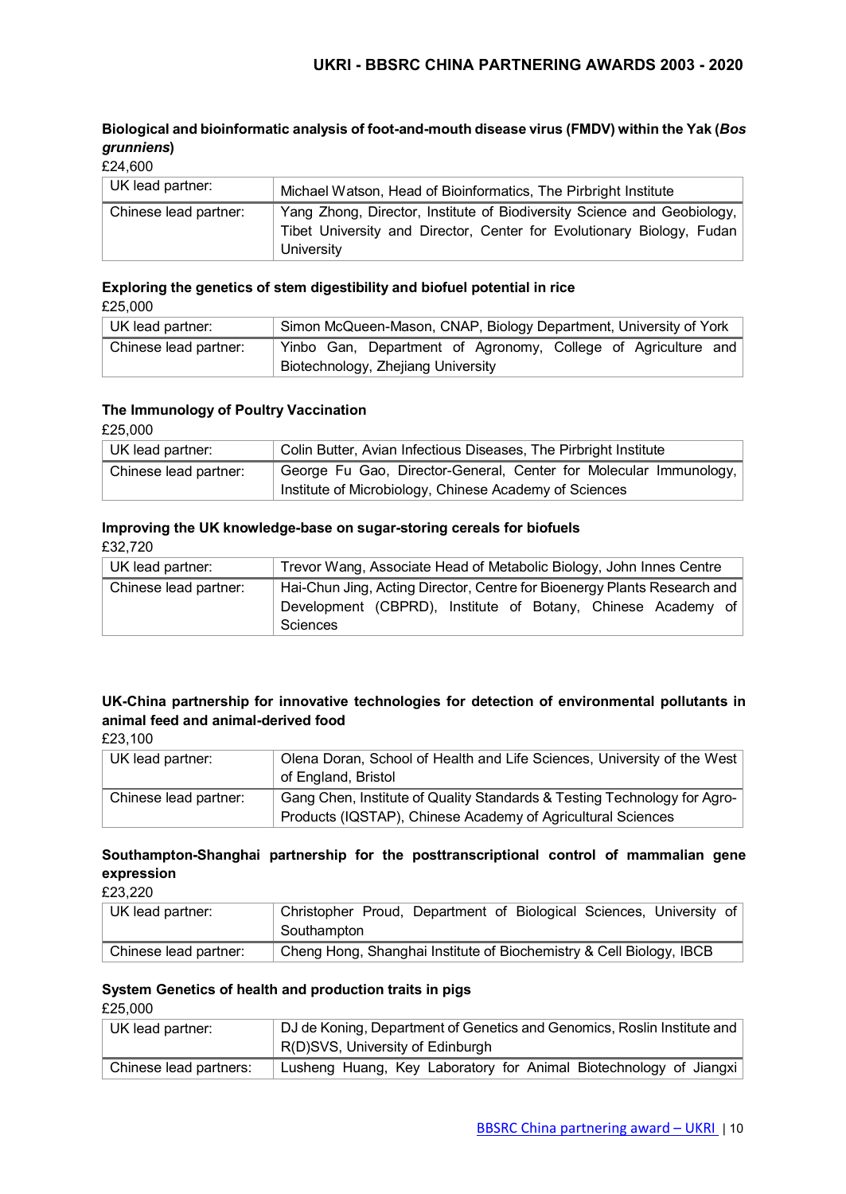### Biological and bioinformatic analysis of foot-and-mouth disease virus (FMDV) within the Yak (*Bos grunniens*)

£24,600

| UK lead partner: | Michael Watson, Head of Bioinformatics, The Pirbright Institute |
| --- | --- |
| Chinese lead partner: | Yang Zhong, Director, Institute of Biodiversity Science and Geobiology, Tibet University and Director, Center for Evolutionary Biology, Fudan University |

### Exploring the genetics of stem digestibility and biofuel potential in rice

£25,000

| UK lead partner: | Simon McQueen-Mason, CNAP, Biology Department, University of York |
| --- | --- |
| Chinese lead partner: | Yinbo Gan, Department of Agronomy, College of Agriculture and Biotechnology, Zhejiang University |

### The Immunology of Poultry Vaccination

£25,000

| UK lead partner: | Colin Butter, Avian Infectious Diseases, The Pirbright Institute |
| --- | --- |
| Chinese lead partner: | George Fu Gao, Director-General, Center for Molecular Immunology, Institute of Microbiology, Chinese Academy of Sciences |

### Improving the UK knowledge-base on sugar-storing cereals for biofuels

£32,720

| UK lead partner: | Trevor Wang, Associate Head of Metabolic Biology, John Innes Centre |
| --- | --- |
| Chinese lead partner: | Hai-Chun Jing, Acting Director, Centre for Bioenergy Plants Research and Development (CBPRD), Institute of Botany, Chinese Academy of Sciences |

### UK-China partnership for innovative technologies for detection of environmental pollutants in animal feed and animal-derived food

£23,100

| UK lead partner: | Olena Doran, School of Health and Life Sciences, University of the West of England, Bristol |
| --- | --- |
| Chinese lead partner: | Gang Chen, Institute of Quality Standards & Testing Technology for Agro-Products (IQSTAP), Chinese Academy of Agricultural Sciences |

### Southampton-Shanghai partnership for the posttranscriptional control of mammalian gene expression

£23,220

| UK lead partner: | Christopher Proud, Department of Biological Sciences, University of Southampton |
| --- | --- |
| Chinese lead partner: | Cheng Hong, Shanghai Institute of Biochemistry & Cell Biology, IBCB |

### System Genetics of health and production traits in pigs

£25,000

| UK lead partner: | DJ de Koning, Department of Genetics and Genomics, Roslin Institute and R(D)SVS, University of Edinburgh |
| --- | --- |
| Chinese lead partners: | Lusheng Huang, Key Laboratory for Animal Biotechnology of Jiangxi |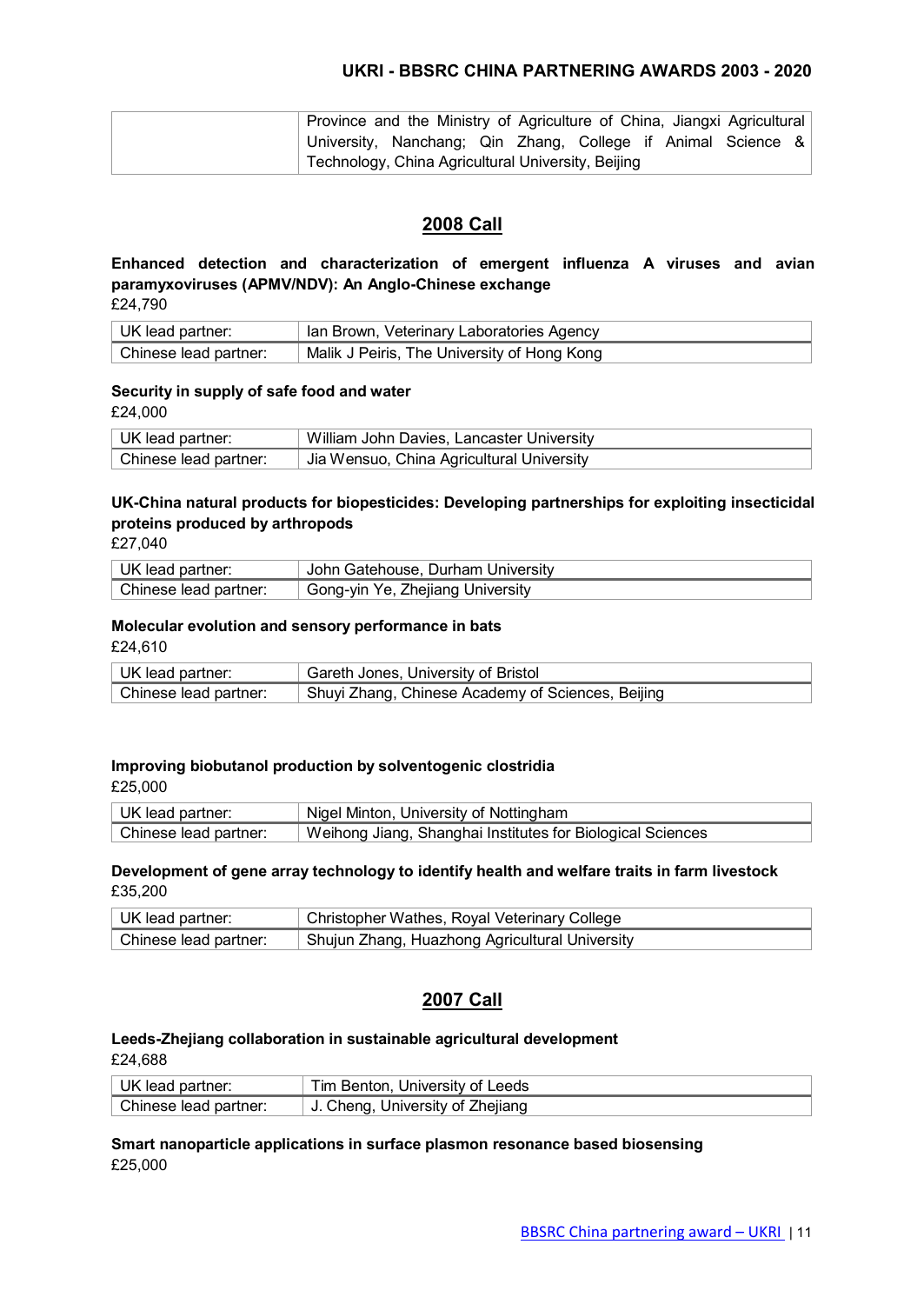| | Province and the Ministry of Agriculture of China, Jiangxi Agricultural University, Nanchang; Qin Zhang, College if Animal Science & Technology, China Agricultural University, Beijing |
|---|---|

## 2008 Call

**Enhanced detection and characterization of emergent influenza A viruses and avian paramyxoviruses (APMV/NDV): An Anglo-Chinese exchange**
£24,790

| UK lead partner: | Ian Brown, Veterinary Laboratories Agency |
|---|---|
| Chinese lead partner: | Malik J Peiris, The University of Hong Kong |

**Security in supply of safe food and water**
£24,000

| UK lead partner: | William John Davies, Lancaster University |
|---|---|
| Chinese lead partner: | Jia Wensuo, China Agricultural University |

**UK-China natural products for biopesticides: Developing partnerships for exploiting insecticidal proteins produced by arthropods**
£27,040

| UK lead partner: | John Gatehouse, Durham University |
|---|---|
| Chinese lead partner: | Gong-yin Ye, Zhejiang University |

**Molecular evolution and sensory performance in bats**
£24,610

| UK lead partner: | Gareth Jones, University of Bristol |
|---|---|
| Chinese lead partner: | Shuyi Zhang, Chinese Academy of Sciences, Beijing |

**Improving biobutanol production by solventogenic clostridia**
£25,000

| UK lead partner: | Nigel Minton, University of Nottingham |
|---|---|
| Chinese lead partner: | Weihong Jiang, Shanghai Institutes for Biological Sciences |

**Development of gene array technology to identify health and welfare traits in farm livestock**
£35,200

| UK lead partner: | Christopher Wathes, Royal Veterinary College |
|---|---|
| Chinese lead partner: | Shujun Zhang, Huazhong Agricultural University |

## 2007 Call

**Leeds-Zhejiang collaboration in sustainable agricultural development**
£24,688

| UK lead partner: | Tim Benton, University of Leeds |
|---|---|
| Chinese lead partner: | J. Cheng, University of Zhejiang |

**Smart nanoparticle applications in surface plasmon resonance based biosensing**
£25,000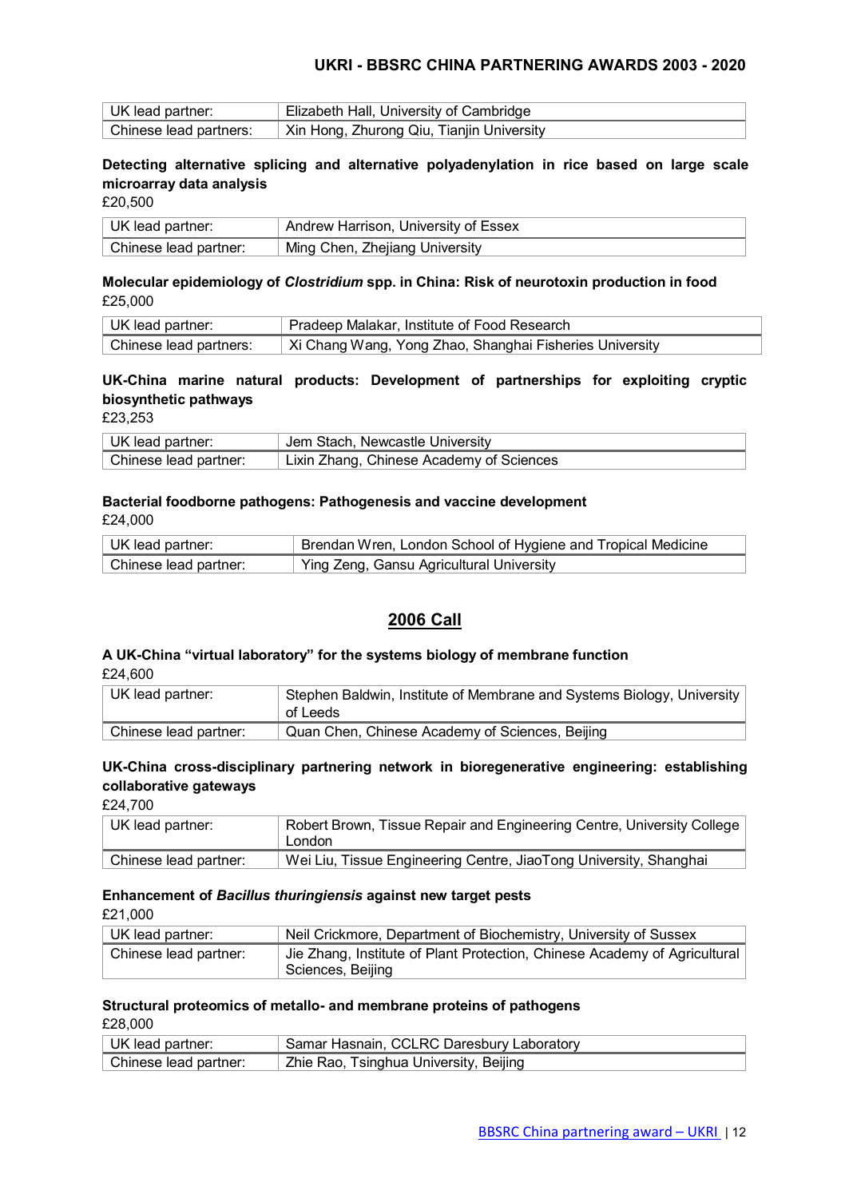| UK lead partner: | Elizabeth Hall, University of Cambridge |
| --- | --- |
| Chinese lead partners: | Xin Hong, Zhurong Qiu, Tianjin University |

**Detecting alternative splicing and alternative polyadenylation in rice based on large scale microarray data analysis**

£20,500

| UK lead partner: | Andrew Harrison, University of Essex |
| --- | --- |
| Chinese lead partner: | Ming Chen, Zhejiang University |

**Molecular epidemiology of *Clostridium* spp. in China: Risk of neurotoxin production in food**

£25,000

| UK lead partner: | Pradeep Malakar, Institute of Food Research |
| --- | --- |
| Chinese lead partners: | Xi Chang Wang, Yong Zhao, Shanghai Fisheries University |

**UK-China marine natural products: Development of partnerships for exploiting cryptic biosynthetic pathways**

£23,253

| UK lead partner: | Jem Stach, Newcastle University |
| --- | --- |
| Chinese lead partner: | Lixin Zhang, Chinese Academy of Sciences |

**Bacterial foodborne pathogens: Pathogenesis and vaccine development**

£24,000

| UK lead partner: | Brendan Wren, London School of Hygiene and Tropical Medicine |
| --- | --- |
| Chinese lead partner: | Ying Zeng, Gansu Agricultural University |

## 2006 Call

**A UK-China "virtual laboratory" for the systems biology of membrane function**

£24,600

| UK lead partner: | Stephen Baldwin, Institute of Membrane and Systems Biology, University of Leeds |
| --- | --- |
| Chinese lead partner: | Quan Chen, Chinese Academy of Sciences, Beijing |

**UK-China cross-disciplinary partnering network in bioregenerative engineering: establishing collaborative gateways**

£24,700

| UK lead partner: | Robert Brown, Tissue Repair and Engineering Centre, University College London |
| --- | --- |
| Chinese lead partner: | Wei Liu, Tissue Engineering Centre, JiaoTong University, Shanghai |

**Enhancement of *Bacillus thuringiensis* against new target pests**

£21,000

| UK lead partner: | Neil Crickmore, Department of Biochemistry, University of Sussex |
| --- | --- |
| Chinese lead partner: | Jie Zhang, Institute of Plant Protection, Chinese Academy of Agricultural Sciences, Beijing |

**Structural proteomics of metallo- and membrane proteins of pathogens**

£28,000

| UK lead partner: | Samar Hasnain, CCLRC Daresbury Laboratory |
| --- | --- |
| Chinese lead partner: | Zhie Rao, Tsinghua University, Beijing |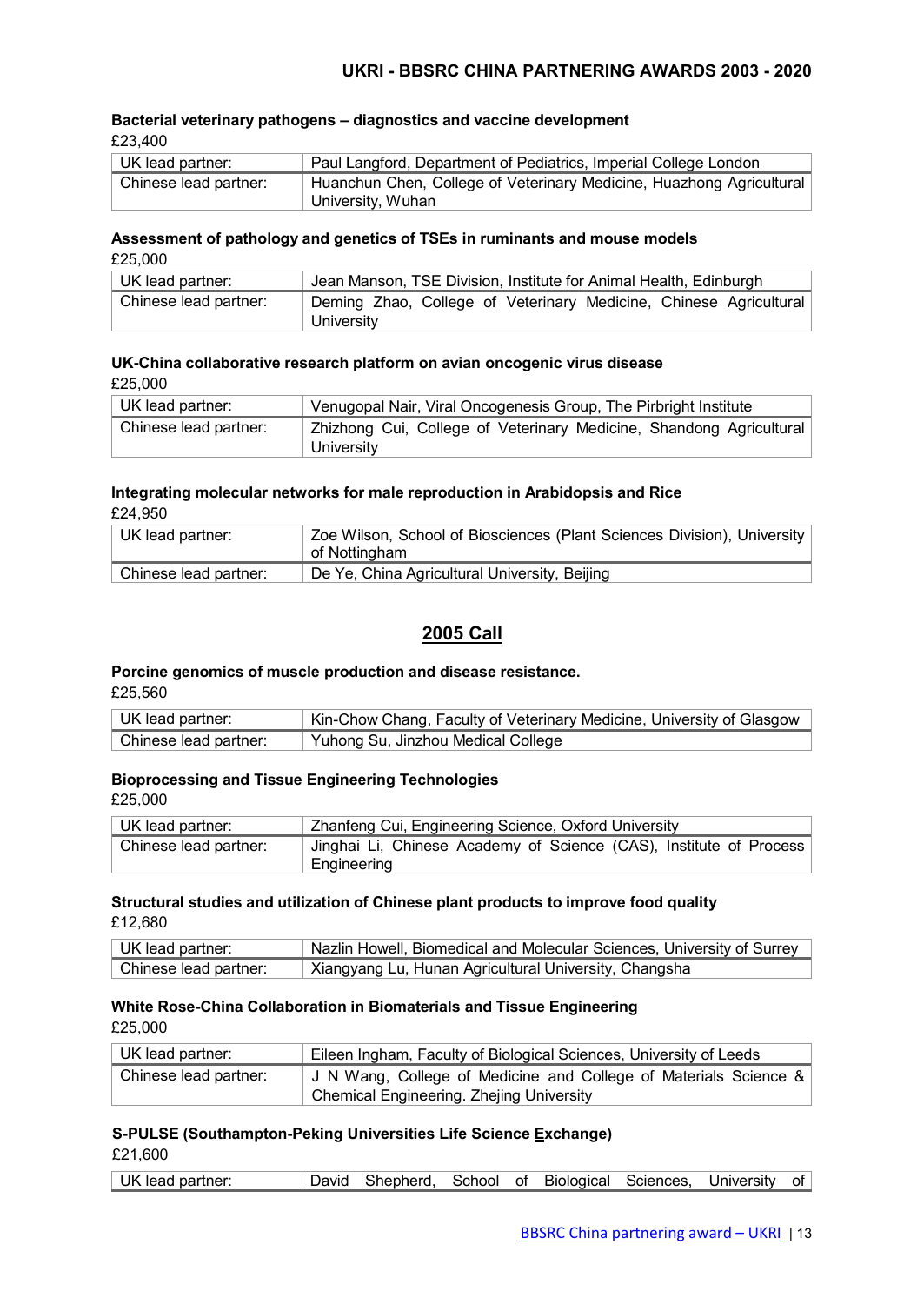#### Bacterial veterinary pathogens – diagnostics and vaccine development

£23,400

| UK lead partner: | Paul Langford, Department of Pediatrics, Imperial College London |
|---|---|
| Chinese lead partner: | Huanchun Chen, College of Veterinary Medicine, Huazhong Agricultural University, Wuhan |

#### Assessment of pathology and genetics of TSEs in ruminants and mouse models

£25,000

| UK lead partner: | Jean Manson, TSE Division, Institute for Animal Health, Edinburgh |
|---|---|
| Chinese lead partner: | Deming Zhao, College of Veterinary Medicine, Chinese Agricultural University |

#### UK-China collaborative research platform on avian oncogenic virus disease

£25,000

| UK lead partner: | Venugopal Nair, Viral Oncogenesis Group, The Pirbright Institute |
|---|---|
| Chinese lead partner: | Zhizhong Cui, College of Veterinary Medicine, Shandong Agricultural University |

#### Integrating molecular networks for male reproduction in Arabidopsis and Rice

£24,950

| UK lead partner: | Zoe Wilson, School of Biosciences (Plant Sciences Division), University of Nottingham |
|---|---|
| Chinese lead partner: | De Ye, China Agricultural University, Beijing |

## 2005 Call

#### Porcine genomics of muscle production and disease resistance.

£25,560

| UK lead partner: | Kin-Chow Chang, Faculty of Veterinary Medicine, University of Glasgow |
|---|---|
| Chinese lead partner: | Yuhong Su, Jinzhou Medical College |

#### Bioprocessing and Tissue Engineering Technologies

£25,000

| UK lead partner: | Zhanfeng Cui, Engineering Science, Oxford University |
|---|---|
| Chinese lead partner: | Jinghai Li, Chinese Academy of Science (CAS), Institute of Process Engineering |

#### Structural studies and utilization of Chinese plant products to improve food quality

£12,680

| UK lead partner: | Nazlin Howell, Biomedical and Molecular Sciences, University of Surrey |
|---|---|
| Chinese lead partner: | Xiangyang Lu, Hunan Agricultural University, Changsha |

#### White Rose-China Collaboration in Biomaterials and Tissue Engineering

£25,000

| UK lead partner: | Eileen Ingham, Faculty of Biological Sciences, University of Leeds |
|---|---|
| Chinese lead partner: | J N Wang, College of Medicine and College of Materials Science & Chemical Engineering. Zhejing University |

#### S-PULSE (Southampton-Peking Universities Life Science Exchange)

£21,600

| UK lead partner: | David Shepherd, School of Biological Sciences, University of |
|---|---|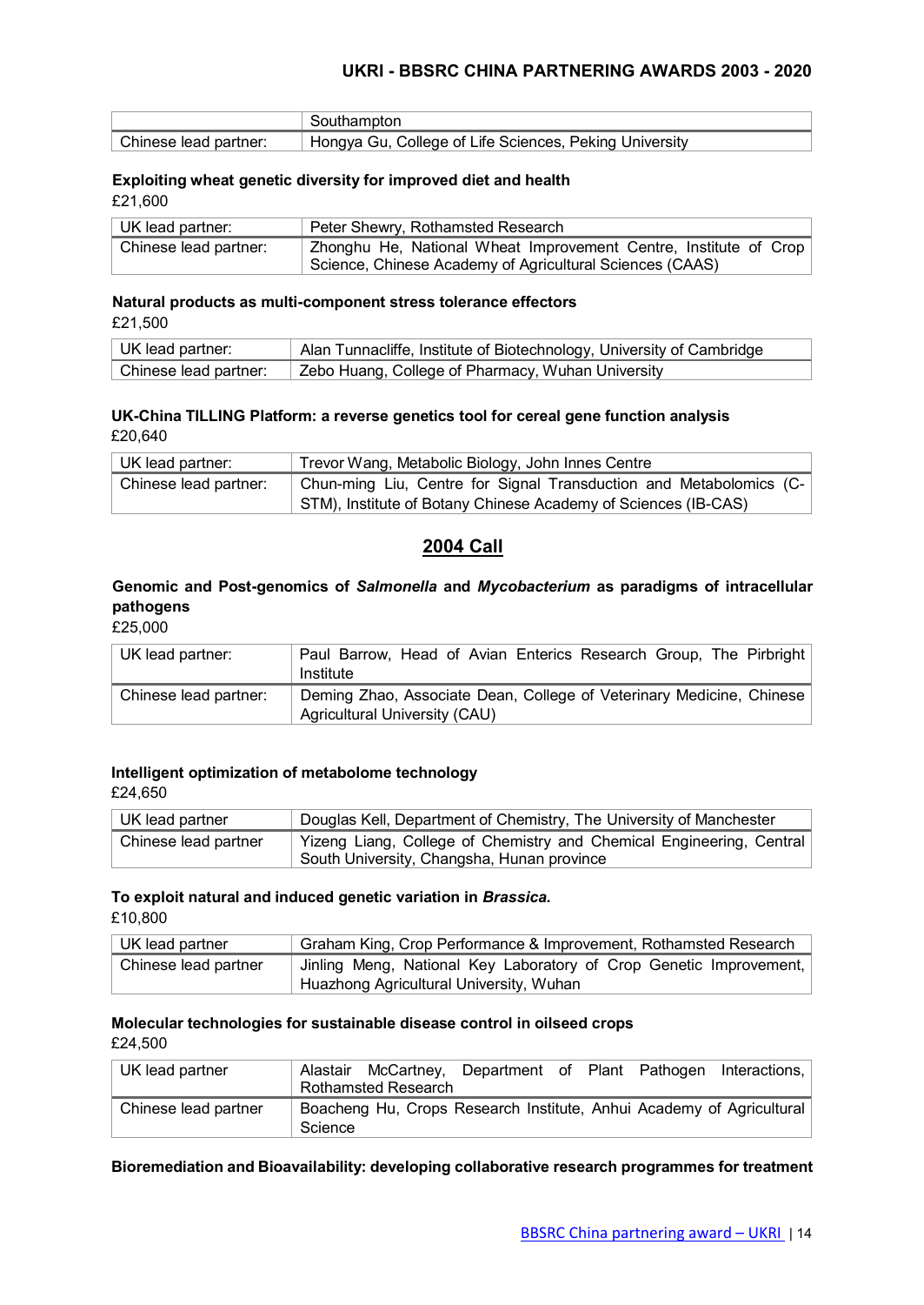| | Southampton |
|---|---|
| Chinese lead partner: | Hongya Gu, College of Life Sciences, Peking University |

**Exploiting wheat genetic diversity for improved diet and health**

£21,600

| UK lead partner: | Peter Shewry, Rothamsted Research |
|---|---|
| Chinese lead partner: | Zhonghu He, National Wheat Improvement Centre, Institute of Crop Science, Chinese Academy of Agricultural Sciences (CAAS) |

**Natural products as multi-component stress tolerance effectors**

£21,500

| UK lead partner: | Alan Tunnacliffe, Institute of Biotechnology, University of Cambridge |
|---|---|
| Chinese lead partner: | Zebo Huang, College of Pharmacy, Wuhan University |

**UK-China TILLING Platform: a reverse genetics tool for cereal gene function analysis**

£20,640

| UK lead partner: | Trevor Wang, Metabolic Biology, John Innes Centre |
|---|---|
| Chinese lead partner: | Chun-ming Liu, Centre for Signal Transduction and Metabolomics (C-STM), Institute of Botany Chinese Academy of Sciences (IB-CAS) |

## 2004 Call

**Genomic and Post-genomics of *Salmonella* and *Mycobacterium* as paradigms of intracellular pathogens**

£25,000

| UK lead partner: | Paul Barrow, Head of Avian Enterics Research Group, The Pirbright Institute |
|---|---|
| Chinese lead partner: | Deming Zhao, Associate Dean, College of Veterinary Medicine, Chinese Agricultural University (CAU) |

**Intelligent optimization of metabolome technology**

£24,650

| UK lead partner | Douglas Kell, Department of Chemistry, The University of Manchester |
|---|---|
| Chinese lead partner | Yizeng Liang, College of Chemistry and Chemical Engineering, Central South University, Changsha, Hunan province |

**To exploit natural and induced genetic variation in *Brassica*.**

£10,800

| UK lead partner | Graham King, Crop Performance & Improvement, Rothamsted Research |
|---|---|
| Chinese lead partner | Jinling Meng, National Key Laboratory of Crop Genetic Improvement, Huazhong Agricultural University, Wuhan |

**Molecular technologies for sustainable disease control in oilseed crops**

£24,500

| UK lead partner | Alastair McCartney, Department of Plant Pathogen Interactions, Rothamsted Research |
|---|---|
| Chinese lead partner | Boacheng Hu, Crops Research Institute, Anhui Academy of Agricultural Science |

**Bioremediation and Bioavailability: developing collaborative research programmes for treatment**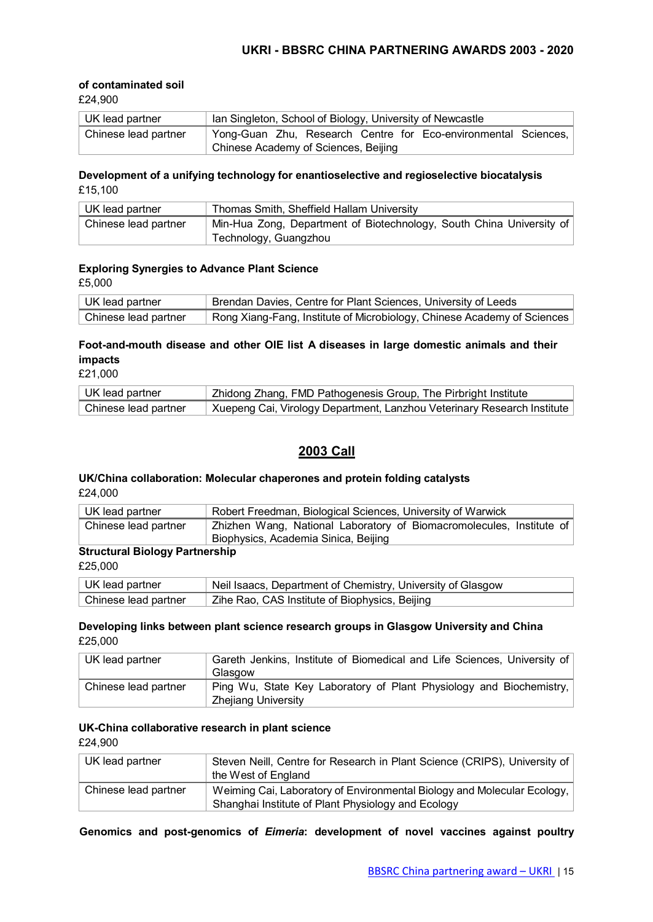**of contaminated soil**

£24,900

| UK lead partner | Ian Singleton, School of Biology, University of Newcastle |
|---|---|
| Chinese lead partner | Yong-Guan Zhu, Research Centre for Eco-environmental Sciences, Chinese Academy of Sciences, Beijing |

**Development of a unifying technology for enantioselective and regioselective biocatalysis**

£15,100

| UK lead partner | Thomas Smith, Sheffield Hallam University |
|---|---|
| Chinese lead partner | Min-Hua Zong, Department of Biotechnology, South China University of Technology, Guangzhou |

**Exploring Synergies to Advance Plant Science**

£5,000

| UK lead partner | Brendan Davies, Centre for Plant Sciences, University of Leeds |
|---|---|
| Chinese lead partner | Rong Xiang-Fang, Institute of Microbiology, Chinese Academy of Sciences |

**Foot-and-mouth disease and other OIE list A diseases in large domestic animals and their impacts**

£21,000

| UK lead partner | Zhidong Zhang, FMD Pathogenesis Group, The Pirbright Institute |
|---|---|
| Chinese lead partner | Xuepeng Cai, Virology Department, Lanzhou Veterinary Research Institute |

## 2003 Call

**UK/China collaboration: Molecular chaperones and protein folding catalysts**

£24,000

| UK lead partner | Robert Freedman, Biological Sciences, University of Warwick |
|---|---|
| Chinese lead partner | Zhizhen Wang, National Laboratory of Biomacromolecules, Institute of Biophysics, Academia Sinica, Beijing |

**Structural Biology Partnership**

£25,000

| UK lead partner | Neil Isaacs, Department of Chemistry, University of Glasgow |
|---|---|
| Chinese lead partner | Zihe Rao, CAS Institute of Biophysics, Beijing |

**Developing links between plant science research groups in Glasgow University and China**

£25,000

| UK lead partner | Gareth Jenkins, Institute of Biomedical and Life Sciences, University of Glasgow |
|---|---|
| Chinese lead partner | Ping Wu, State Key Laboratory of Plant Physiology and Biochemistry, Zhejiang University |

**UK-China collaborative research in plant science**

£24,900

| UK lead partner | Steven Neill, Centre for Research in Plant Science (CRIPS), University of the West of England |
|---|---|
| Chinese lead partner | Weiming Cai, Laboratory of Environmental Biology and Molecular Ecology, Shanghai Institute of Plant Physiology and Ecology |

**Genomics and post-genomics of *Eimeria*: development of novel vaccines against poultry**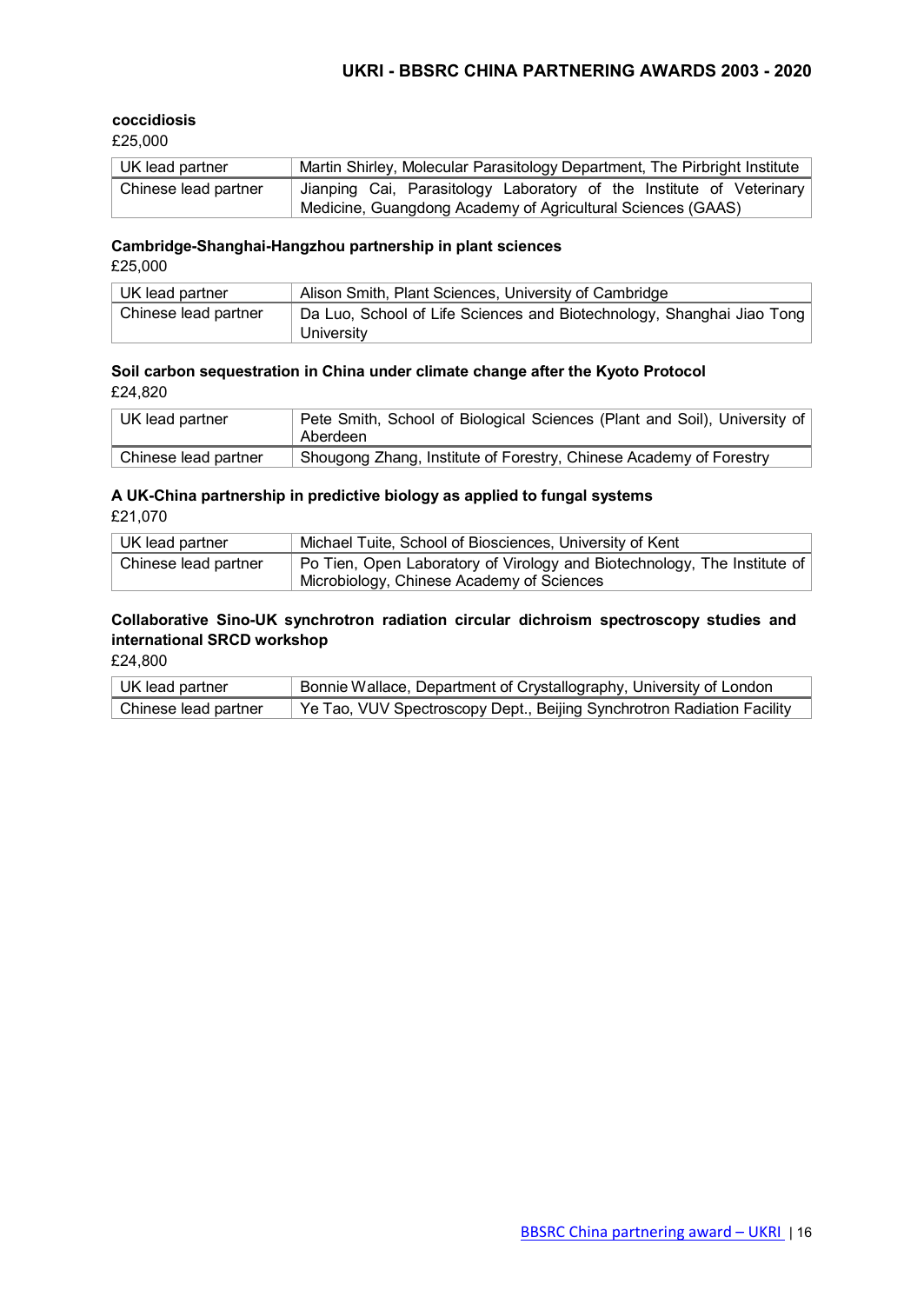**coccidiosis**

£25,000

| | |
|---|---|
| UK lead partner | Martin Shirley, Molecular Parasitology Department, The Pirbright Institute |
| Chinese lead partner | Jianping Cai, Parasitology Laboratory of the Institute of Veterinary Medicine, Guangdong Academy of Agricultural Sciences (GAAS) |

**Cambridge-Shanghai-Hangzhou partnership in plant sciences**

£25,000

| | |
|---|---|
| UK lead partner | Alison Smith, Plant Sciences, University of Cambridge |
| Chinese lead partner | Da Luo, School of Life Sciences and Biotechnology, Shanghai Jiao Tong University |

**Soil carbon sequestration in China under climate change after the Kyoto Protocol**

£24,820

| | |
|---|---|
| UK lead partner | Pete Smith, School of Biological Sciences (Plant and Soil), University of Aberdeen |
| Chinese lead partner | Shougong Zhang, Institute of Forestry, Chinese Academy of Forestry |

**A UK-China partnership in predictive biology as applied to fungal systems**

£21,070

| | |
|---|---|
| UK lead partner | Michael Tuite, School of Biosciences, University of Kent |
| Chinese lead partner | Po Tien, Open Laboratory of Virology and Biotechnology, The Institute of Microbiology, Chinese Academy of Sciences |

**Collaborative Sino-UK synchrotron radiation circular dichroism spectroscopy studies and international SRCD workshop**

£24,800

| | |
|---|---|
| UK lead partner | Bonnie Wallace, Department of Crystallography, University of London |
| Chinese lead partner | Ye Tao, VUV Spectroscopy Dept., Beijing Synchrotron Radiation Facility |